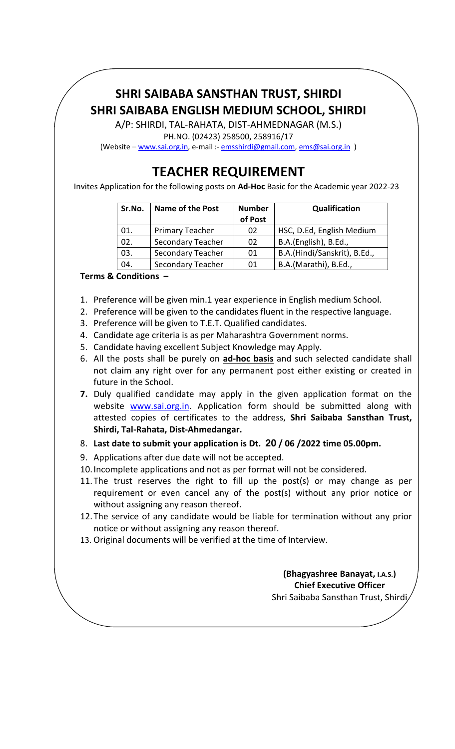# SHRI SAIBABA SANSTHAN TRUST, SHIRDI
# SHRI SAIBABA ENGLISH MEDIUM SCHOOL, SHIRDI

A/P: SHIRDI, TAL-RAHATA, DIST-AHMEDNAGAR (M.S.)

PH.NO. (02423) 258500, 258916/17

(Website – www.sai.org.in, e-mail :- emsshirdi@gmail.com, ems@sai.org.in )

## TEACHER REQUIREMENT

Invites Application for the following posts on **Ad-Hoc** Basic for the Academic year 2022-23

| Sr.No. | Name of the Post | Number of Post | Qualification |
|---|---|---|---|
| 01. | Primary Teacher | 02 | HSC, D.Ed, English Medium |
| 02. | Secondary Teacher | 02 | B.A.(English), B.Ed., |
| 03. | Secondary Teacher | 01 | B.A.(Hindi/Sanskrit), B.Ed., |
| 04. | Secondary Teacher | 01 | B.A.(Marathi), B.Ed., |

**Terms & Conditions –**

1. Preference will be given min.1 year experience in English medium School.
2. Preference will be given to the candidates fluent in the respective language.
3. Preference will be given to T.E.T. Qualified candidates.
4. Candidate age criteria is as per Maharashtra Government norms.
5. Candidate having excellent Subject Knowledge may Apply.
6. All the posts shall be purely on **ad-hoc basis** and such selected candidate shall not claim any right over for any permanent post either existing or created in future in the School.
7. Duly qualified candidate may apply in the given application format on the website www.sai.org.in. Application form should be submitted along with attested copies of certificates to the address, **Shri Saibaba Sansthan Trust, Shirdi, Tal-Rahata, Dist-Ahmedangar.**
8. **Last date to submit your application is Dt. 20 / 06 /2022 time 05.00pm.**
9. Applications after due date will not be accepted.
10. Incomplete applications and not as per format will not be considered.
11. The trust reserves the right to fill up the post(s) or may change as per requirement or even cancel any of the post(s) without any prior notice or without assigning any reason thereof.
12. The service of any candidate would be liable for termination without any prior notice or without assigning any reason thereof.
13. Original documents will be verified at the time of Interview.

**(Bhagyashree Banayat, I.A.S.)**
**Chief Executive Officer**
Shri Saibaba Sansthan Trust, Shirdi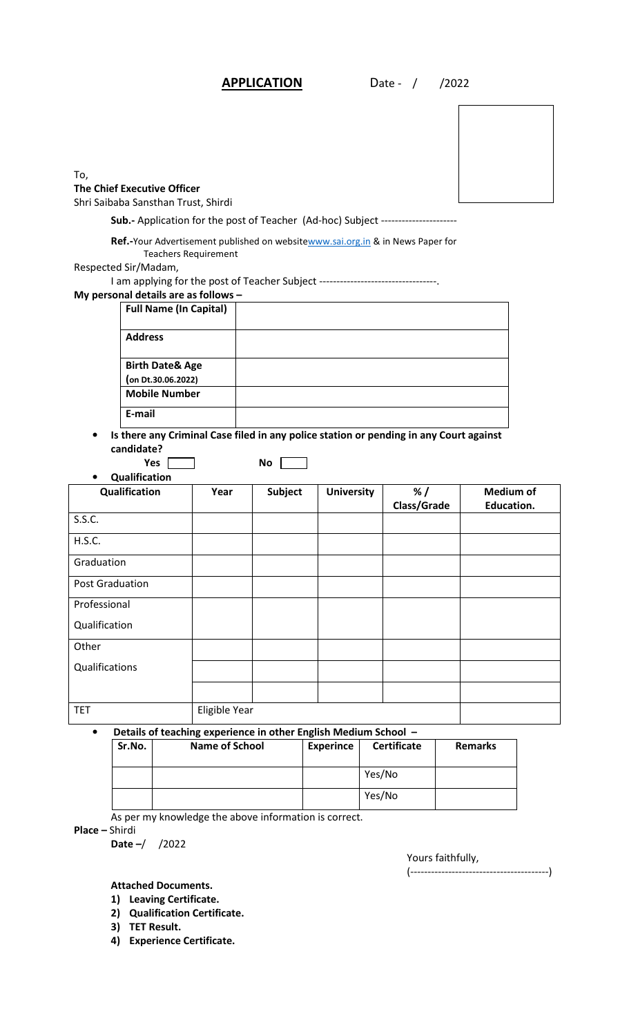# APPLICATION

Date - / /2022

To,
**The Chief Executive Officer**
Shri Saibaba Sansthan Trust, Shirdi

**Sub.-** Application for the post of Teacher (Ad-hoc) Subject ----------------------

**Ref.-**Your Advertisement published on websitewww.sai.org.in & in News Paper for Teachers Requirement

Respected Sir/Madam,

I am applying for the post of Teacher Subject ----------------------------------.

**My personal details are as follows –**

| | |
|---|---|
| **Full Name (In Capital)** | |
| **Address** | |
| **Birth Date& Age (on Dt.30.06.2022)** | |
| **Mobile Number** | |
| **E-mail** | |

- **Is there any Criminal Case filed in any police station or pending in any Court against candidate?**

  **Yes** ☐ **No** ☐

- **Qualification**

| Qualification | Year | Subject | University | % / Class/Grade | Medium of Education. |
|---|---|---|---|---|---|
| S.S.C. | | | | | |
| H.S.C. | | | | | |
| Graduation | | | | | |
| Post Graduation | | | | | |
| Professional Qualification | | | | | |
| Other Qualifications | | | | | |
| | | | | | |
| | | | | | |
| TET | Eligible Year | | | | |

- **Details of teaching experience in other English Medium School –**

| Sr.No. | Name of School | Experince | Certificate | Remarks |
|---|---|---|---|---|
| | | | Yes/No | |
| | | | Yes/No | |

As per my knowledge the above information is correct.

**Place –** Shirdi

**Date –**/ /2022

Yours faithfully,

(---------------------------------------)

**Attached Documents.**

1) **Leaving Certificate.**
2) **Qualification Certificate.**
3) **TET Result.**
4) **Experience Certificate.**